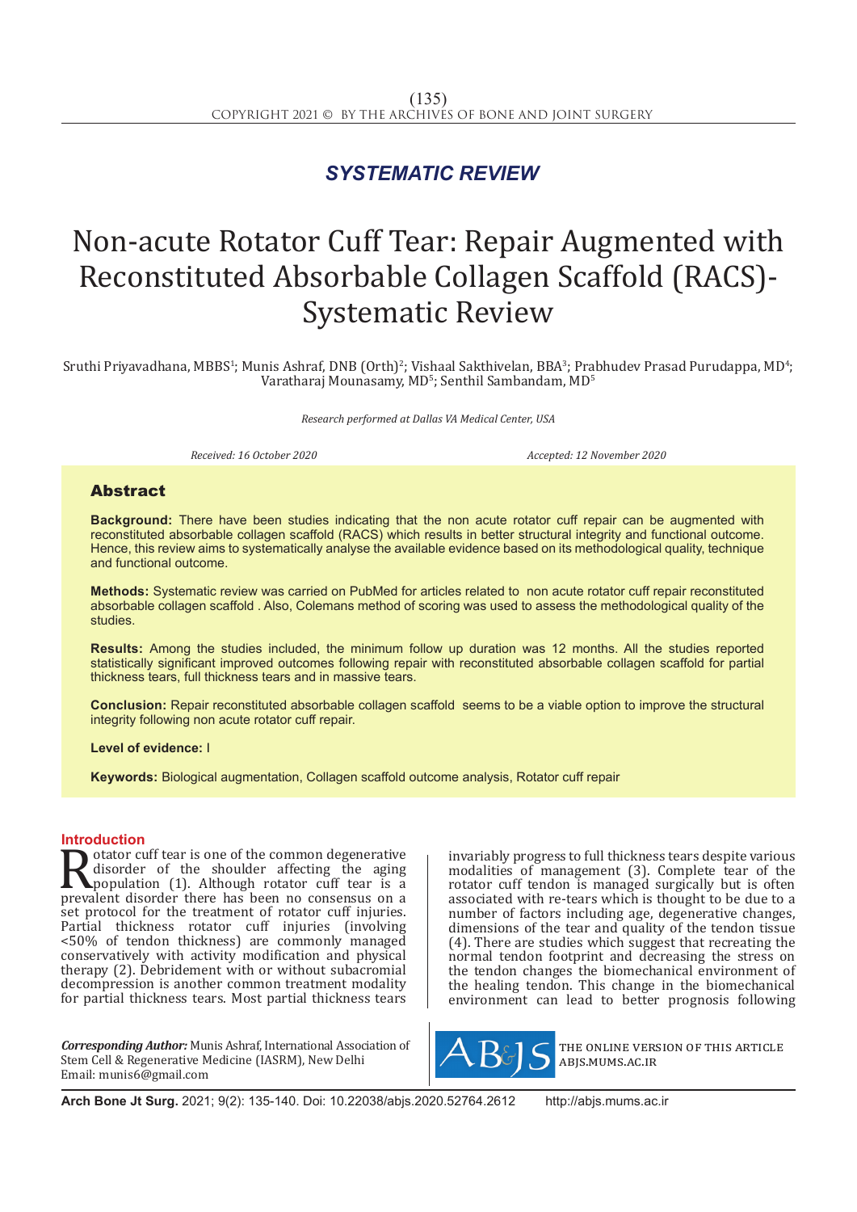*SYSTEMATIC REVIEW*

# Non-acute Rotator Cuff Tear: Repair Augmented with Reconstituted Absorbable Collagen Scaffold (RACS)-Systematic Review

Sruthi Priyavadhana, MBBS[1]; Munis Ashraf, DNB (Orth)[2]; Vishaal Sakthivelan, BBA[3]; Prabhudev Prasad Purudappa, MD[4]; Varatharaj Mounasamy, MD[5]; Senthil Sambandam, MD[5]

*Research performed at Dallas VA Medical Center, USA*

*Received: 16 October 2020* *Accepted: 12 November 2020*

## Abstract

**Background:** There have been studies indicating that the non acute rotator cuff repair can be augmented with reconstituted absorbable collagen scaffold (RACS) which results in better structural integrity and functional outcome. Hence, this review aims to systematically analyse the available evidence based on its methodological quality, technique and functional outcome.

**Methods:** Systematic review was carried on PubMed for articles related to non acute rotator cuff repair reconstituted absorbable collagen scaffold . Also, Colemans method of scoring was used to assess the methodological quality of the studies.

**Results:** Among the studies included, the minimum follow up duration was 12 months. All the studies reported statistically significant improved outcomes following repair with reconstituted absorbable collagen scaffold for partial thickness tears, full thickness tears and in massive tears.

**Conclusion:** Repair reconstituted absorbable collagen scaffold seems to be a viable option to improve the structural integrity following non acute rotator cuff repair.

**Level of evidence:** I

**Keywords:** Biological augmentation, Collagen scaffold outcome analysis, Rotator cuff repair

## Introduction

Rotator cuff tear is one of the common degenerative disorder of the shoulder affecting the aging population (1). Although rotator cuff tear is a prevalent disorder there has been no consensus on a set protocol for the treatment of rotator cuff injuries. Partial thickness rotator cuff injuries (involving <50% of tendon thickness) are commonly managed conservatively with activity modification and physical therapy (2). Debridement with or without subacromial decompression is another common treatment modality for partial thickness tears. Most partial thickness tears invariably progress to full thickness tears despite various modalities of management (3). Complete tear of the rotator cuff tendon is managed surgically but is often associated with re-tears which is thought to be due to a number of factors including age, degenerative changes, dimensions of the tear and quality of the tendon tissue (4). There are studies which suggest that recreating the normal tendon footprint and decreasing the stress on the tendon changes the biomechanical environment of the healing tendon. This change in the biomechanical environment can lead to better prognosis following

*Corresponding Author:* Munis Ashraf, International Association of Stem Cell & Regenerative Medicine (IASRM), New Delhi
Email: munis6@gmail.com

THE ONLINE VERSION OF THIS ARTICLE ABJS.MUMS.AC.IR

**Arch Bone Jt Surg.** 2021; 9(2): 135-140. Doi: 10.22038/abjs.2020.52764.2612 http://abjs.mums.ac.ir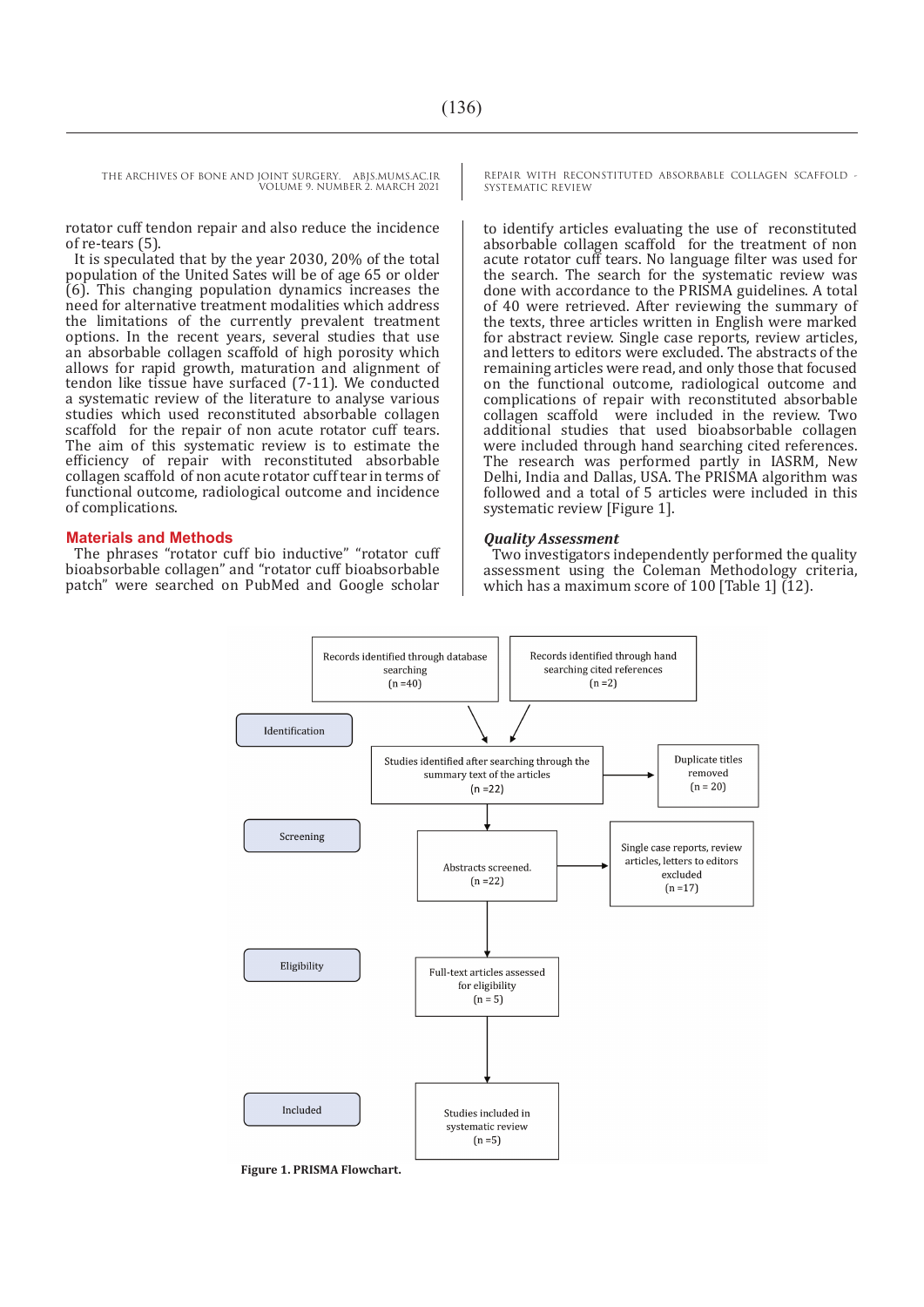rotator cuff tendon repair and also reduce the incidence of re-tears (5).

It is speculated that by the year 2030, 20% of the total population of the United Sates will be of age 65 or older (6). This changing population dynamics increases the need for alternative treatment modalities which address the limitations of the currently prevalent treatment options. In the recent years, several studies that use an absorbable collagen scaffold of high porosity which allows for rapid growth, maturation and alignment of tendon like tissue have surfaced (7-11). We conducted a systematic review of the literature to analyse various studies which used reconstituted absorbable collagen scaffold for the repair of non acute rotator cuff tears. The aim of this systematic review is to estimate the efficiency of repair with reconstituted absorbable collagen scaffold of non acute rotator cuff tear in terms of functional outcome, radiological outcome and incidence of complications.

## Materials and Methods

The phrases "rotator cuff bio inductive" "rotator cuff bioabsorbable collagen" and "rotator cuff bioabsorbable patch" were searched on PubMed and Google scholar to identify articles evaluating the use of reconstituted absorbable collagen scaffold for the treatment of non acute rotator cuff tears. No language filter was used for the search. The search for the systematic review was done with accordance to the PRISMA guidelines. A total of 40 were retrieved. After reviewing the summary of the texts, three articles written in English were marked for abstract review. Single case reports, review articles, and letters to editors were excluded. The abstracts of the remaining articles were read, and only those that focused on the functional outcome, radiological outcome and complications of repair with reconstituted absorbable collagen scaffold were included in the review. Two additional studies that used bioabsorbable collagen were included through hand searching cited references. The research was performed partly in IASRM, New Delhi, India and Dallas, USA. The PRISMA algorithm was followed and a total of 5 articles were included in this systematic review [Figure 1].

### *Quality Assessment*

Two investigators independently performed the quality assessment using the Coleman Methodology criteria, which has a maximum score of 100 [Table 1] (12).

Identification
- Records identified through database searching (n =40)
- Records identified through hand searching cited references (n =2)
- Studies identified after searching through the summary text of the articles (n =22)
- Duplicate titles removed (n = 20)

Screening
- Abstracts screened. (n =22)
- Single case reports, review articles, letters to editors excluded (n =17)

Eligibility
- Full-text articles assessed for eligibility (n = 5)

Included
- Studies included in systematic review (n =5)

**Figure 1. PRISMA Flowchart.**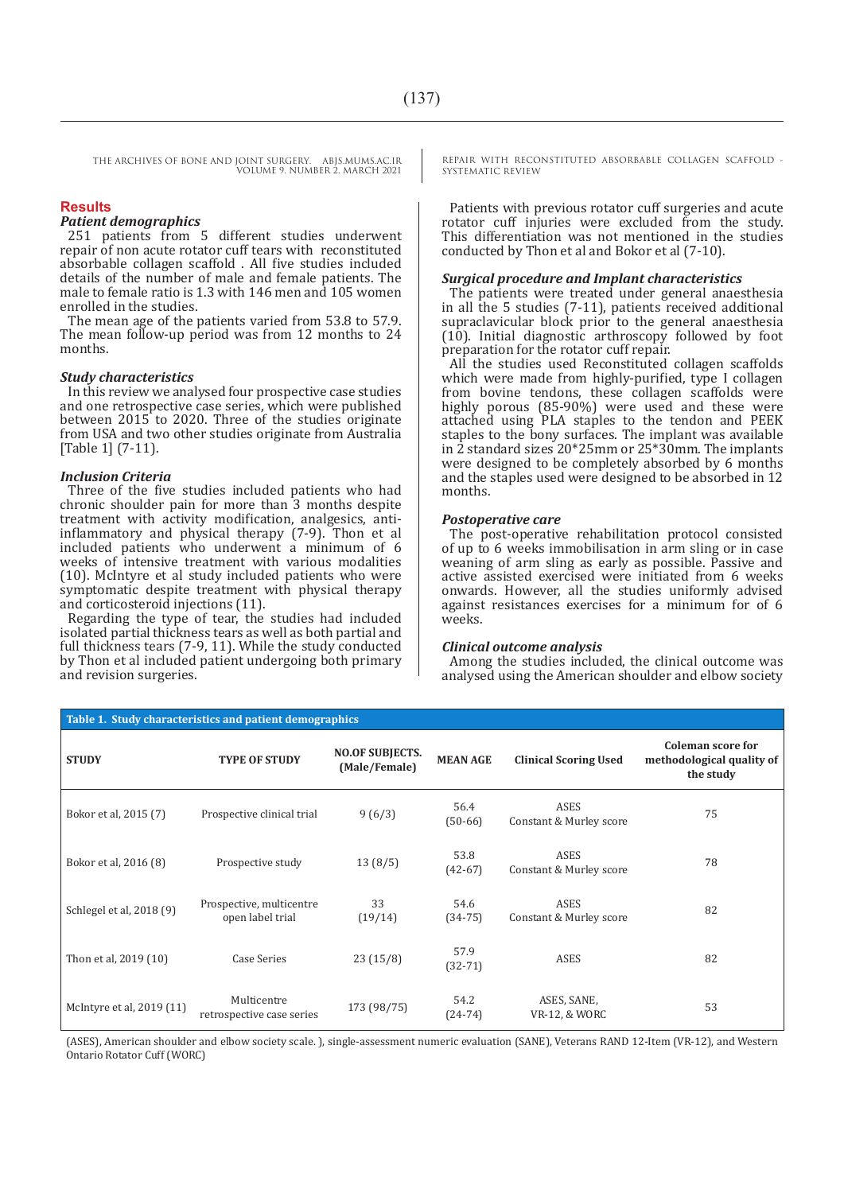## Results

### *Patient demographics*

251 patients from 5 different studies underwent repair of non acute rotator cuff tears with reconstituted absorbable collagen scaffold . All five studies included details of the number of male and female patients. The male to female ratio is 1.3 with 146 men and 105 women enrolled in the studies.

The mean age of the patients varied from 53.8 to 57.9. The mean follow-up period was from 12 months to 24 months.

### *Study characteristics*

In this review we analysed four prospective case studies and one retrospective case series, which were published between 2015 to 2020. Three of the studies originate from USA and two other studies originate from Australia [Table 1] (7-11).

### *Inclusion Criteria*

Three of the five studies included patients who had chronic shoulder pain for more than 3 months despite treatment with activity modification, analgesics, anti-inflammatory and physical therapy (7-9). Thon et al included patients who underwent a minimum of 6 weeks of intensive treatment with various modalities (10). McIntyre et al study included patients who were symptomatic despite treatment with physical therapy and corticosteroid injections (11).

Regarding the type of tear, the studies had included isolated partial thickness tears as well as both partial and full thickness tears (7-9, 11). While the study conducted by Thon et al included patient undergoing both primary and revision surgeries.

Patients with previous rotator cuff surgeries and acute rotator cuff injuries were excluded from the study. This differentiation was not mentioned in the studies conducted by Thon et al and Bokor et al (7-10).

### *Surgical procedure and Implant characteristics*

The patients were treated under general anaesthesia in all the 5 studies (7-11), patients received additional supraclavicular block prior to the general anaesthesia (10). Initial diagnostic arthroscopy followed by foot preparation for the rotator cuff repair.

All the studies used Reconstituted collagen scaffolds which were made from highly-purified, type I collagen from bovine tendons, these collagen scaffolds were highly porous (85-90%) were used and these were attached using PLA staples to the tendon and PEEK staples to the bony surfaces. The implant was available in 2 standard sizes 20*25mm or 25*30mm. The implants were designed to be completely absorbed by 6 months and the staples used were designed to be absorbed in 12 months.

### *Postoperative care*

The post-operative rehabilitation protocol consisted of up to 6 weeks immobilisation in arm sling or in case weaning of arm sling as early as possible. Passive and active assisted exercised were initiated from 6 weeks onwards. However, all the studies uniformly advised against resistances exercises for a minimum for of 6 weeks.

### *Clinical outcome analysis*

Among the studies included, the clinical outcome was analysed using the American shoulder and elbow society

**Table 1. Study characteristics and patient demographics**

| STUDY | TYPE OF STUDY | NO.OF SUBJECTS. (Male/Female) | MEAN AGE | Clinical Scoring Used | Coleman score for methodological quality of the study |
|---|---|---|---|---|---|
| Bokor et al, 2015 (7) | Prospective clinical trial | 9 (6/3) | 56.4 (50-66) | ASES Constant & Murley score | 75 |
| Bokor et al, 2016 (8) | Prospective study | 13 (8/5) | 53.8 (42-67) | ASES Constant & Murley score | 78 |
| Schlegel et al, 2018 (9) | Prospective, multicentre open label trial | 33 (19/14) | 54.6 (34-75) | ASES Constant & Murley score | 82 |
| Thon et al, 2019 (10) | Case Series | 23 (15/8) | 57.9 (32-71) | ASES | 82 |
| McIntyre et al, 2019 (11) | Multicentre retrospective case series | 173 (98/75) | 54.2 (24-74) | ASES, SANE, VR-12, & WORC | 53 |

(ASES), American shoulder and elbow society scale. ), single-assessment numeric evaluation (SANE), Veterans RAND 12-Item (VR-12), and Western Ontario Rotator Cuff (WORC)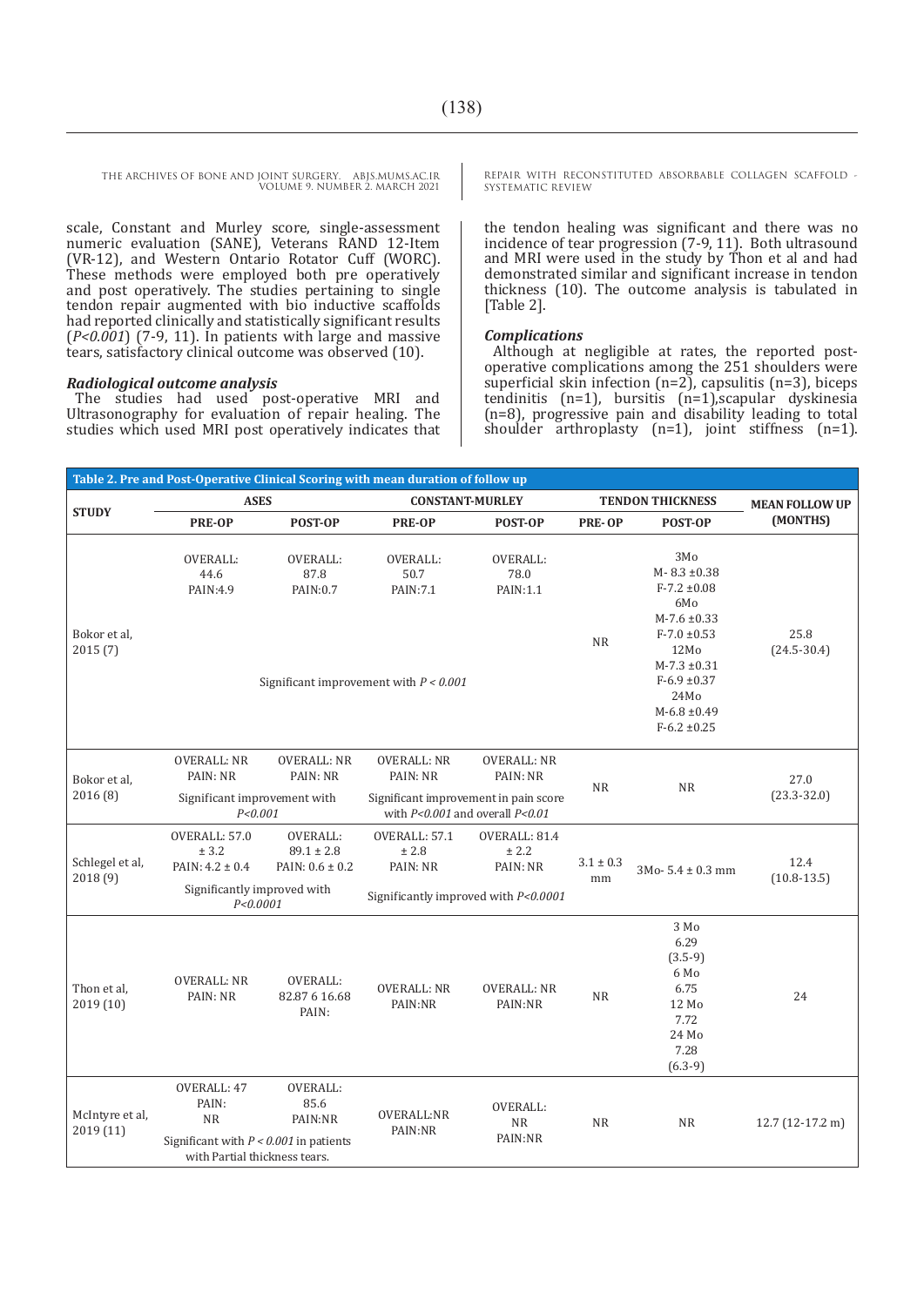scale, Constant and Murley score, single-assessment numeric evaluation (SANE), Veterans RAND 12-Item (VR-12), and Western Ontario Rotator Cuff (WORC). These methods were employed both pre operatively and post operatively. The studies pertaining to single tendon repair augmented with bio inductive scaffolds had reported clinically and statistically significant results ($P<0.001$) (7-9, 11). In patients with large and massive tears, satisfactory clinical outcome was observed (10).

### *Radiological outcome analysis*

The studies had used post-operative MRI and Ultrasonography for evaluation of repair healing. The studies which used MRI post operatively indicates that the tendon healing was significant and there was no incidence of tear progression (7-9, 11). Both ultrasound and MRI were used in the study by Thon et al and had demonstrated similar and significant increase in tendon thickness (10). The outcome analysis is tabulated in [Table 2].

### *Complications*

Although at negligible at rates, the reported post-operative complications among the 251 shoulders were superficial skin infection (n=2), capsulitis (n=3), biceps tendinitis (n=1), bursitis (n=1),scapular dyskinesia (n=8), progressive pain and disability leading to total shoulder arthroplasty (n=1), joint stiffness (n=1).

**Table 2. Pre and Post-Operative Clinical Scoring with mean duration of follow up**

| STUDY | ASES | | CONSTANT-MURLEY | | TENDON THICKNESS | | MEAN FOLLOW UP (MONTHS) |
|---|---|---|---|---|---|---|---|
| | PRE-OP | POST-OP | PRE-OP | POST-OP | PRE- OP | POST-OP | |
| Bokor et al, 2015 (7) | OVERALL: 44.6 PAIN:4.9 | OVERALL: 87.8 PAIN:0.7 | OVERALL: 50.7 PAIN:7.1 | OVERALL: 78.0 PAIN:1.1 | NR | 3Mo M- 8.3 ±0.38 F-7.2 ±0.08 6Mo M-7.6 ±0.33 F-7.0 ±0.53 12Mo M-7.3 ±0.31 F-6.9 ±0.37 24Mo M-6.8 ±0.49 F-6.2 ±0.25 | 25.8 (24.5-30.4) |
| | Significant improvement with $P < 0.001$ | | | | | | |
| Bokor et al, 2016 (8) | OVERALL: NR PAIN: NR | OVERALL: NR PAIN: NR | OVERALL: NR PAIN: NR | OVERALL: NR PAIN: NR | NR | NR | 27.0 (23.3-32.0) |
| | Significant improvement with $P<0.001$ | | Significant improvement in pain score with $P<0.001$ and overall $P<0.01$ | | | | |
| Schlegel et al, 2018 (9) | OVERALL: 57.0 ± 3.2 PAIN: 4.2 ± 0.4 | OVERALL: 89.1 ± 2.8 PAIN: 0.6 ± 0.2 | OVERALL: 57.1 ± 2.8 PAIN: NR | OVERALL: 81.4 ± 2.2 PAIN: NR | 3.1 ± 0.3 mm | 3Mo- 5.4 ± 0.3 mm | 12.4 (10.8-13.5) |
| | Significantly improved with $P<0.0001$ | | Significantly improved with $P<0.0001$ | | | | |
| Thon et al, 2019 (10) | OVERALL: NR PAIN: NR | OVERALL: 82.87 6 16.68 PAIN: | OVERALL: NR PAIN:NR | OVERALL: NR PAIN:NR | NR | 3 Mo 6.29 (3.5-9) 6 Mo 6.75 12 Mo 7.72 24 Mo 7.28 (6.3-9) | 24 |
| McIntyre et al, 2019 (11) | OVERALL: 47 PAIN: NR | OVERALL: 85.6 PAIN:NR | OVERALL:NR PAIN:NR | OVERALL: NR PAIN:NR | NR | NR | 12.7 (12-17.2 m) |
| | Significant with $P < 0.001$ in patients with Partial thickness tears. | | | | | | |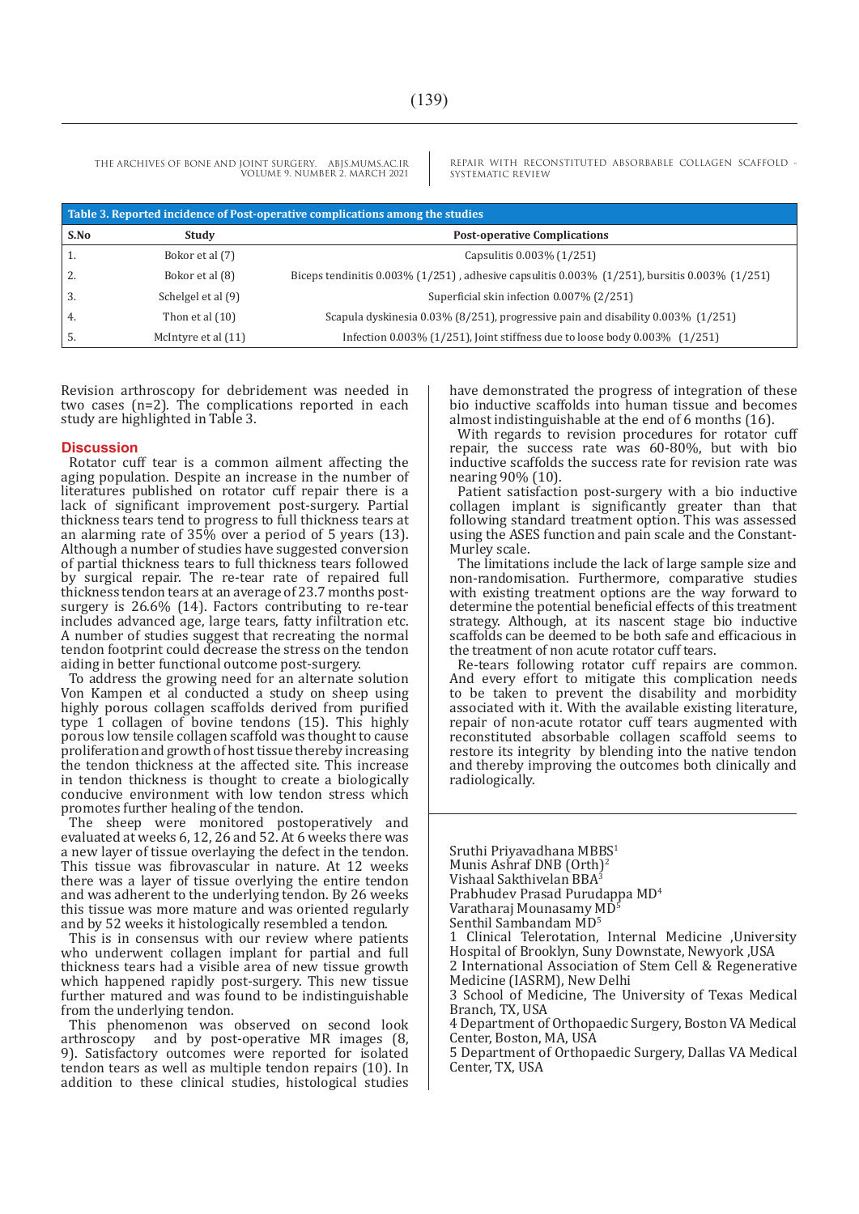**Table 3. Reported incidence of Post-operative complications among the studies**

| S.No | Study | Post-operative Complications |
|---|---|---|
| 1. | Bokor et al (7) | Capsulitis 0.003% (1/251) |
| 2. | Bokor et al (8) | Biceps tendinitis 0.003% (1/251) , adhesive capsulitis 0.003% (1/251), bursitis 0.003% (1/251) |
| 3. | Schelgel et al (9) | Superficial skin infection 0.007% (2/251) |
| 4. | Thon et al (10) | Scapula dyskinesia 0.03% (8/251), progressive pain and disability 0.003% (1/251) |
| 5. | McIntyre et al (11) | Infection 0.003% (1/251), Joint stiffness due to loose body 0.003% (1/251) |

Revision arthroscopy for debridement was needed in two cases (n=2). The complications reported in each study are highlighted in Table 3.

## Discussion

Rotator cuff tear is a common ailment affecting the aging population. Despite an increase in the number of literatures published on rotator cuff repair there is a lack of significant improvement post-surgery. Partial thickness tears tend to progress to full thickness tears at an alarming rate of 35% over a period of 5 years (13). Although a number of studies have suggested conversion of partial thickness tears to full thickness tears followed by surgical repair. The re-tear rate of repaired full thickness tendon tears at an average of 23.7 months post-surgery is 26.6% (14). Factors contributing to re-tear includes advanced age, large tears, fatty infiltration etc. A number of studies suggest that recreating the normal tendon footprint could decrease the stress on the tendon aiding in better functional outcome post-surgery.

To address the growing need for an alternate solution Von Kampen et al conducted a study on sheep using highly porous collagen scaffolds derived from purified type 1 collagen of bovine tendons (15). This highly porous low tensile collagen scaffold was thought to cause proliferation and growth of host tissue thereby increasing the tendon thickness at the affected site. This increase in tendon thickness is thought to create a biologically conducive environment with low tendon stress which promotes further healing of the tendon.

The sheep were monitored postoperatively and evaluated at weeks 6, 12, 26 and 52. At 6 weeks there was a new layer of tissue overlaying the defect in the tendon. This tissue was fibrovascular in nature. At 12 weeks there was a layer of tissue overlying the entire tendon and was adherent to the underlying tendon. By 26 weeks this tissue was more mature and was oriented regularly and by 52 weeks it histologically resembled a tendon.

This is in consensus with our review where patients who underwent collagen implant for partial and full thickness tears had a visible area of new tissue growth which happened rapidly post-surgery. This new tissue further matured and was found to be indistinguishable from the underlying tendon.

This phenomenon was observed on second look arthroscopy and by post-operative MR images (8, 9). Satisfactory outcomes were reported for isolated tendon tears as well as multiple tendon repairs (10). In addition to these clinical studies, histological studies have demonstrated the progress of integration of these bio inductive scaffolds into human tissue and becomes almost indistinguishable at the end of 6 months (16).

With regards to revision procedures for rotator cuff repair, the success rate was 60-80%, but with bio inductive scaffolds the success rate for revision rate was nearing 90% (10).

Patient satisfaction post-surgery with a bio inductive collagen implant is significantly greater than that following standard treatment option. This was assessed using the ASES function and pain scale and the Constant-Murley scale.

The limitations include the lack of large sample size and non-randomisation. Furthermore, comparative studies with existing treatment options are the way forward to determine the potential beneficial effects of this treatment strategy. Although, at its nascent stage bio inductive scaffolds can be deemed to be both safe and efficacious in the treatment of non acute rotator cuff tears.

Re-tears following rotator cuff repairs are common. And every effort to mitigate this complication needs to be taken to prevent the disability and morbidity associated with it. With the available existing literature, repair of non-acute rotator cuff tears augmented with reconstituted absorbable collagen scaffold seems to restore its integrity by blending into the native tendon and thereby improving the outcomes both clinically and radiologically.

Sruthi Priyavadhana MBBS[1]
Munis Ashraf DNB (Orth)[2]
Vishaal Sakthivelan BBA[3]
Prabhudev Prasad Purudappa MD[4]
Varatharaj Mounasamy MD[5]
Senthil Sambandam MD[5]

1 Clinical Telerotation, Internal Medicine ,University Hospital of Brooklyn, Suny Downstate, Newyork ,USA
2 International Association of Stem Cell & Regenerative Medicine (IASRM), New Delhi
3 School of Medicine, The University of Texas Medical Branch, TX, USA
4 Department of Orthopaedic Surgery, Boston VA Medical Center, Boston, MA, USA
5 Department of Orthopaedic Surgery, Dallas VA Medical Center, TX, USA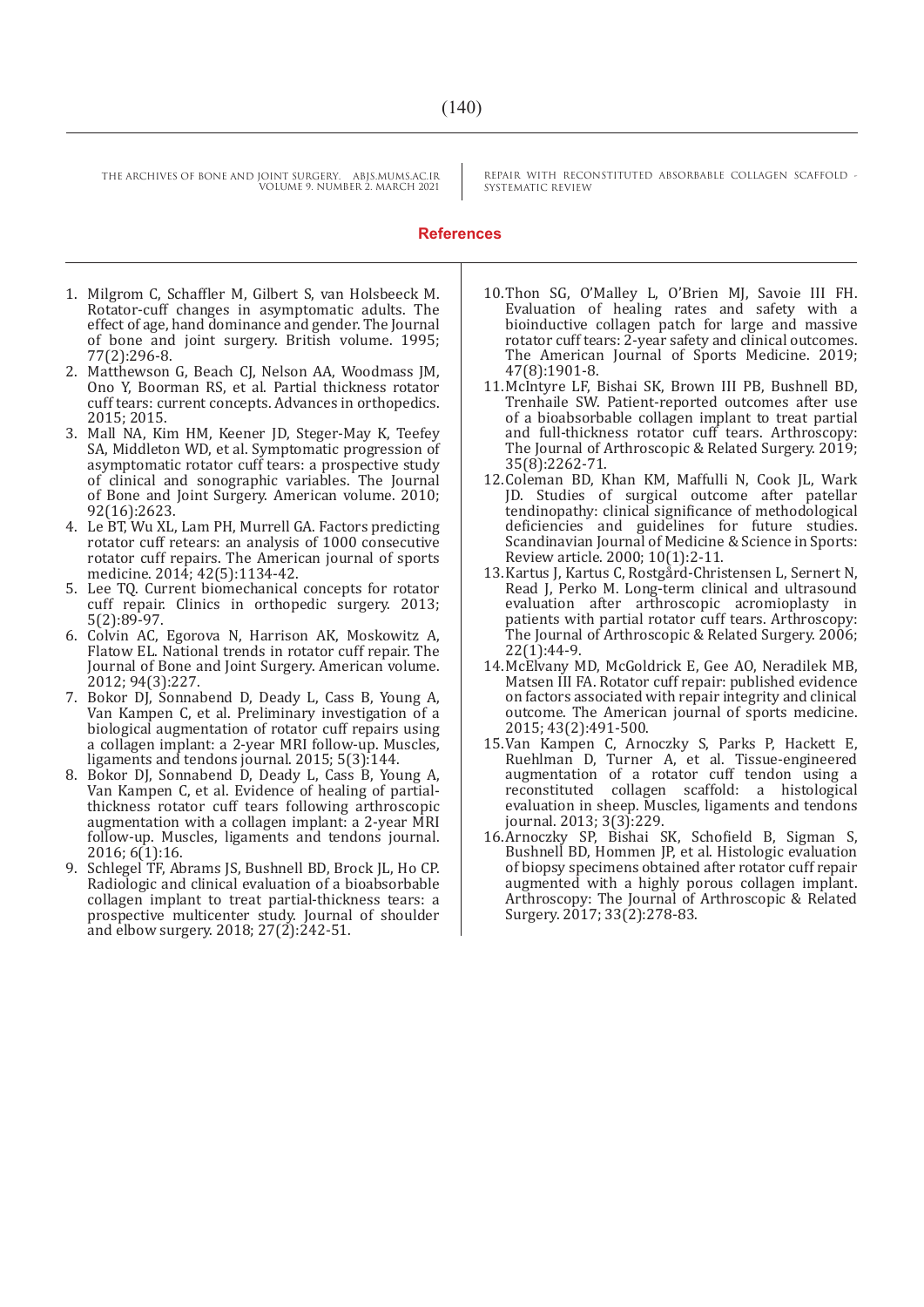## References

1. Milgrom C, Schaffler M, Gilbert S, van Holsbeeck M. Rotator-cuff changes in asymptomatic adults. The effect of age, hand dominance and gender. The Journal of bone and joint surgery. British volume. 1995; 77(2):296-8.
2. Matthewson G, Beach CJ, Nelson AA, Woodmass JM, Ono Y, Boorman RS, et al. Partial thickness rotator cuff tears: current concepts. Advances in orthopedics. 2015; 2015.
3. Mall NA, Kim HM, Keener JD, Steger-May K, Teefey SA, Middleton WD, et al. Symptomatic progression of asymptomatic rotator cuff tears: a prospective study of clinical and sonographic variables. The Journal of Bone and Joint Surgery. American volume. 2010; 92(16):2623.
4. Le BT, Wu XL, Lam PH, Murrell GA. Factors predicting rotator cuff retears: an analysis of 1000 consecutive rotator cuff repairs. The American journal of sports medicine. 2014; 42(5):1134-42.
5. Lee TQ. Current biomechanical concepts for rotator cuff repair. Clinics in orthopedic surgery. 2013; 5(2):89-97.
6. Colvin AC, Egorova N, Harrison AK, Moskowitz A, Flatow EL. National trends in rotator cuff repair. The Journal of Bone and Joint Surgery. American volume. 2012; 94(3):227.
7. Bokor DJ, Sonnabend D, Deady L, Cass B, Young A, Van Kampen C, et al. Preliminary investigation of a biological augmentation of rotator cuff repairs using a collagen implant: a 2-year MRI follow-up. Muscles, ligaments and tendons journal. 2015; 5(3):144.
8. Bokor DJ, Sonnabend D, Deady L, Cass B, Young A, Van Kampen C, et al. Evidence of healing of partial-thickness rotator cuff tears following arthroscopic augmentation with a collagen implant: a 2-year MRI follow-up. Muscles, ligaments and tendons journal. 2016; 6(1):16.
9. Schlegel TF, Abrams JS, Bushnell BD, Brock JL, Ho CP. Radiologic and clinical evaluation of a bioabsorbable collagen implant to treat partial-thickness tears: a prospective multicenter study. Journal of shoulder and elbow surgery. 2018; 27(2):242-51.
10. Thon SG, O'Malley L, O'Brien MJ, Savoie III FH. Evaluation of healing rates and safety with a bioinductive collagen patch for large and massive rotator cuff tears: 2-year safety and clinical outcomes. The American Journal of Sports Medicine. 2019; 47(8):1901-8.
11. McIntyre LF, Bishai SK, Brown III PB, Bushnell BD, Trenhaile SW. Patient-reported outcomes after use of a bioabsorbable collagen implant to treat partial and full-thickness rotator cuff tears. Arthroscopy: The Journal of Arthroscopic & Related Surgery. 2019; 35(8):2262-71.
12. Coleman BD, Khan KM, Maffulli N, Cook JL, Wark JD. Studies of surgical outcome after patellar tendinopathy: clinical significance of methodological deficiencies and guidelines for future studies. Scandinavian Journal of Medicine & Science in Sports: Review article. 2000; 10(1):2-11.
13. Kartus J, Kartus C, Rostgård-Christensen L, Sernert N, Read J, Perko M. Long-term clinical and ultrasound evaluation after arthroscopic acromioplasty in patients with partial rotator cuff tears. Arthroscopy: The Journal of Arthroscopic & Related Surgery. 2006; 22(1):44-9.
14. McElvany MD, McGoldrick E, Gee AO, Neradilek MB, Matsen III FA. Rotator cuff repair: published evidence on factors associated with repair integrity and clinical outcome. The American journal of sports medicine. 2015; 43(2):491-500.
15. Van Kampen C, Arnoczky S, Parks P, Hackett E, Ruehlman D, Turner A, et al. Tissue-engineered augmentation of a rotator cuff tendon using a reconstituted collagen scaffold: a histological evaluation in sheep. Muscles, ligaments and tendons journal. 2013; 3(3):229.
16. Arnoczky SP, Bishai SK, Schofield B, Sigman S, Bushnell BD, Hommen JP, et al. Histologic evaluation of biopsy specimens obtained after rotator cuff repair augmented with a highly porous collagen implant. Arthroscopy: The Journal of Arthroscopic & Related Surgery. 2017; 33(2):278-83.